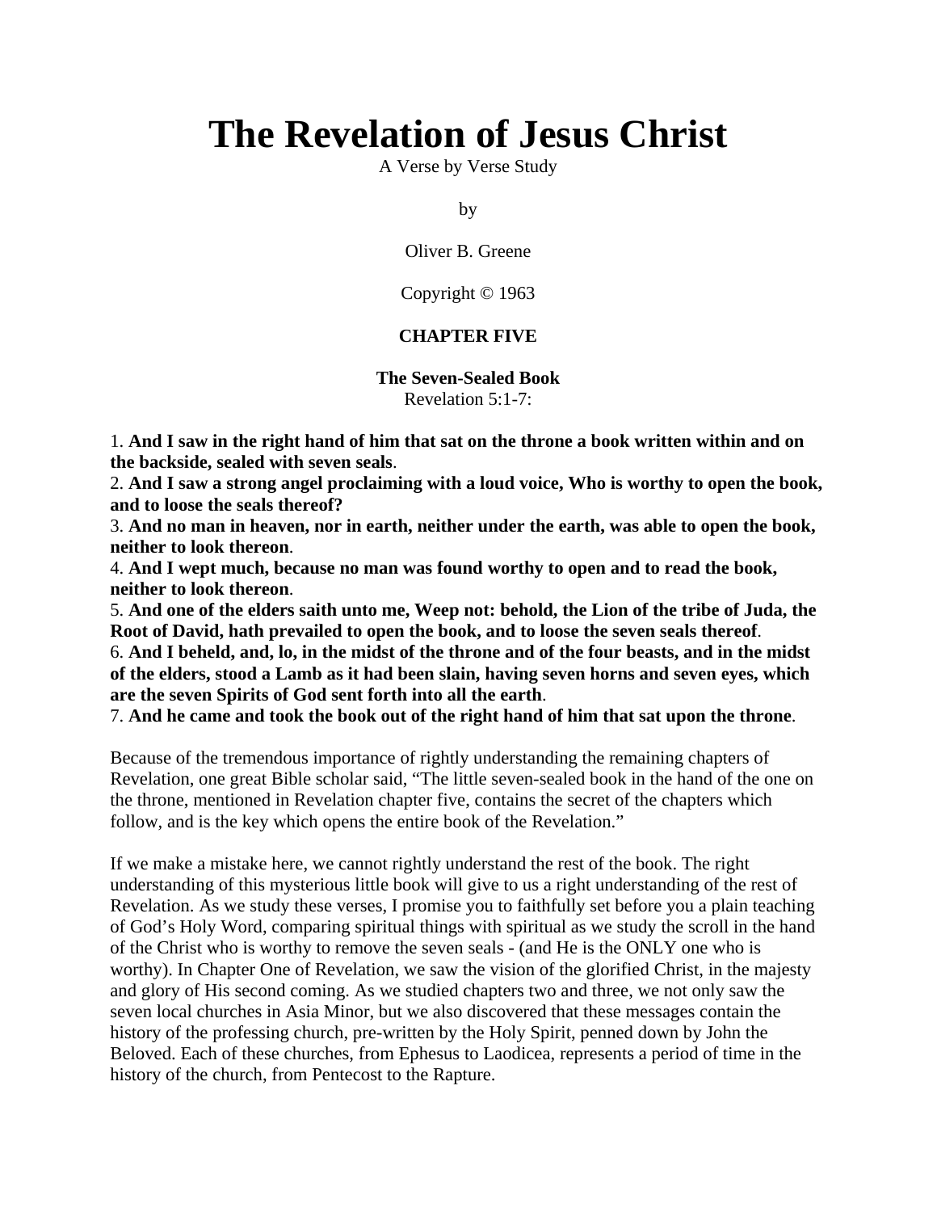# The Revelation of Jesus Christ

A Verse by Verse Study

by

Oliver B. Greene

Copyright © 1963

**CHAPTER FIVE**

**The Seven-Sealed Book**
Revelation 5:1-7:

1. **And I saw in the right hand of him that sat on the throne a book written within and on the backside, sealed with seven seals**.
2. **And I saw a strong angel proclaiming with a loud voice, Who is worthy to open the book, and to loose the seals thereof?**
3. **And no man in heaven, nor in earth, neither under the earth, was able to open the book, neither to look thereon**.
4. **And I wept much, because no man was found worthy to open and to read the book, neither to look thereon**.
5. **And one of the elders saith unto me, Weep not: behold, the Lion of the tribe of Juda, the Root of David, hath prevailed to open the book, and to loose the seven seals thereof**.
6. **And I beheld, and, lo, in the midst of the throne and of the four beasts, and in the midst of the elders, stood a Lamb as it had been slain, having seven horns and seven eyes, which are the seven Spirits of God sent forth into all the earth**.
7. **And he came and took the book out of the right hand of him that sat upon the throne**.

Because of the tremendous importance of rightly understanding the remaining chapters of Revelation, one great Bible scholar said, “The little seven-sealed book in the hand of the one on the throne, mentioned in Revelation chapter five, contains the secret of the chapters which follow, and is the key which opens the entire book of the Revelation.”

If we make a mistake here, we cannot rightly understand the rest of the book. The right understanding of this mysterious little book will give to us a right understanding of the rest of Revelation. As we study these verses, I promise you to faithfully set before you a plain teaching of God’s Holy Word, comparing spiritual things with spiritual as we study the scroll in the hand of the Christ who is worthy to remove the seven seals - (and He is the ONLY one who is worthy). In Chapter One of Revelation, we saw the vision of the glorified Christ, in the majesty and glory of His second coming. As we studied chapters two and three, we not only saw the seven local churches in Asia Minor, but we also discovered that these messages contain the history of the professing church, pre-written by the Holy Spirit, penned down by John the Beloved. Each of these churches, from Ephesus to Laodicea, represents a period of time in the history of the church, from Pentecost to the Rapture.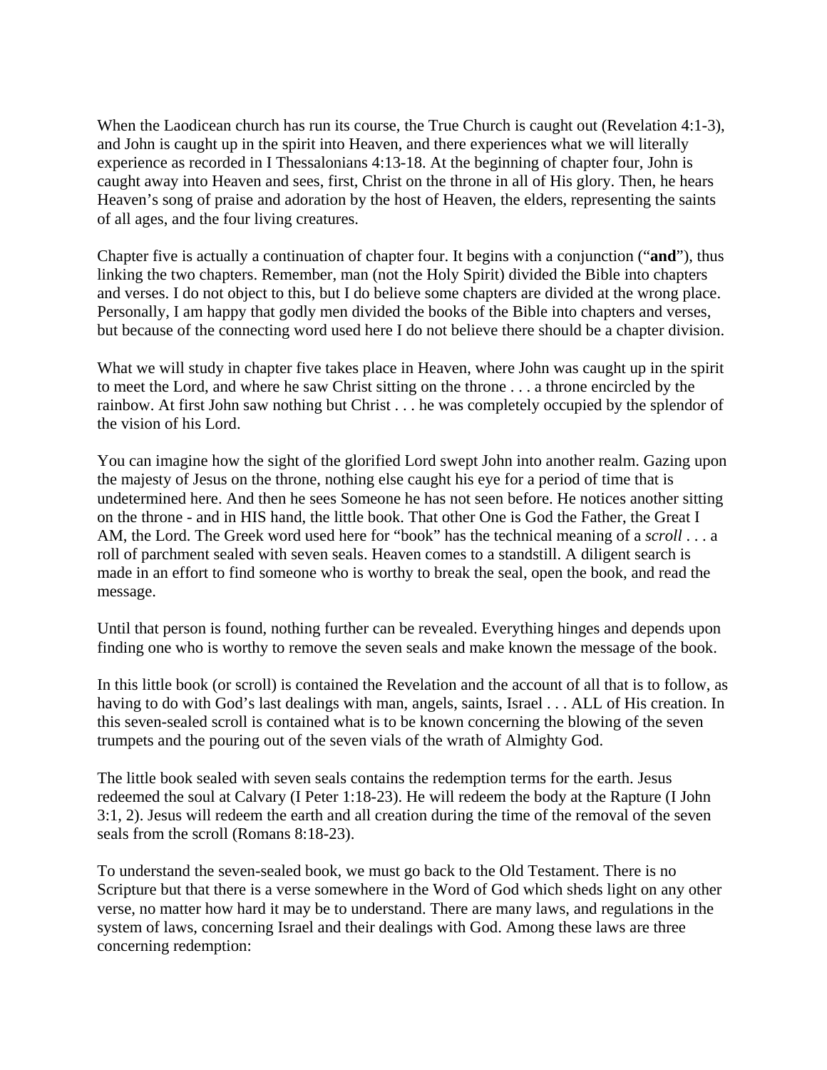When the Laodicean church has run its course, the True Church is caught out (Revelation 4:1-3), and John is caught up in the spirit into Heaven, and there experiences what we will literally experience as recorded in I Thessalonians 4:13-18. At the beginning of chapter four, John is caught away into Heaven and sees, first, Christ on the throne in all of His glory. Then, he hears Heaven's song of praise and adoration by the host of Heaven, the elders, representing the saints of all ages, and the four living creatures.

Chapter five is actually a continuation of chapter four. It begins with a conjunction ("**and**"), thus linking the two chapters. Remember, man (not the Holy Spirit) divided the Bible into chapters and verses. I do not object to this, but I do believe some chapters are divided at the wrong place. Personally, I am happy that godly men divided the books of the Bible into chapters and verses, but because of the connecting word used here I do not believe there should be a chapter division.

What we will study in chapter five takes place in Heaven, where John was caught up in the spirit to meet the Lord, and where he saw Christ sitting on the throne . . . a throne encircled by the rainbow. At first John saw nothing but Christ . . . he was completely occupied by the splendor of the vision of his Lord.

You can imagine how the sight of the glorified Lord swept John into another realm. Gazing upon the majesty of Jesus on the throne, nothing else caught his eye for a period of time that is undetermined here. And then he sees Someone he has not seen before. He notices another sitting on the throne - and in HIS hand, the little book. That other One is God the Father, the Great I AM, the Lord. The Greek word used here for "book" has the technical meaning of a *scroll* . . . a roll of parchment sealed with seven seals. Heaven comes to a standstill. A diligent search is made in an effort to find someone who is worthy to break the seal, open the book, and read the message.

Until that person is found, nothing further can be revealed. Everything hinges and depends upon finding one who is worthy to remove the seven seals and make known the message of the book.

In this little book (or scroll) is contained the Revelation and the account of all that is to follow, as having to do with God's last dealings with man, angels, saints, Israel . . . ALL of His creation. In this seven-sealed scroll is contained what is to be known concerning the blowing of the seven trumpets and the pouring out of the seven vials of the wrath of Almighty God.

The little book sealed with seven seals contains the redemption terms for the earth. Jesus redeemed the soul at Calvary (I Peter 1:18-23). He will redeem the body at the Rapture (I John 3:1, 2). Jesus will redeem the earth and all creation during the time of the removal of the seven seals from the scroll (Romans 8:18-23).

To understand the seven-sealed book, we must go back to the Old Testament. There is no Scripture but that there is a verse somewhere in the Word of God which sheds light on any other verse, no matter how hard it may be to understand. There are many laws, and regulations in the system of laws, concerning Israel and their dealings with God. Among these laws are three concerning redemption: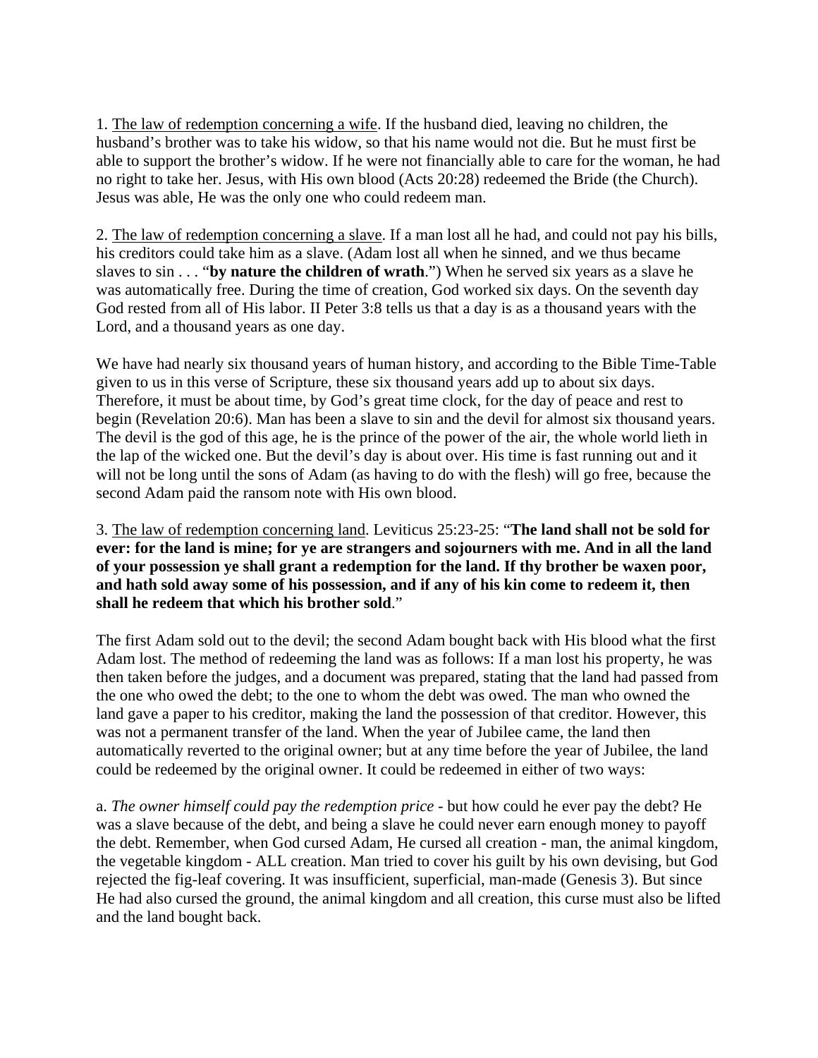1. <u>The law of redemption concerning a wife</u>. If the husband died, leaving no children, the husband's brother was to take his widow, so that his name would not die. But he must first be able to support the brother's widow. If he were not financially able to care for the woman, he had no right to take her. Jesus, with His own blood (Acts 20:28) redeemed the Bride (the Church). Jesus was able, He was the only one who could redeem man.

2. <u>The law of redemption concerning a slave</u>. If a man lost all he had, and could not pay his bills, his creditors could take him as a slave. (Adam lost all when he sinned, and we thus became slaves to sin . . . "**by nature the children of wrath**.") When he served six years as a slave he was automatically free. During the time of creation, God worked six days. On the seventh day God rested from all of His labor. II Peter 3:8 tells us that a day is as a thousand years with the Lord, and a thousand years as one day.

We have had nearly six thousand years of human history, and according to the Bible Time-Table given to us in this verse of Scripture, these six thousand years add up to about six days. Therefore, it must be about time, by God's great time clock, for the day of peace and rest to begin (Revelation 20:6). Man has been a slave to sin and the devil for almost six thousand years. The devil is the god of this age, he is the prince of the power of the air, the whole world lieth in the lap of the wicked one. But the devil's day is about over. His time is fast running out and it will not be long until the sons of Adam (as having to do with the flesh) will go free, because the second Adam paid the ransom note with His own blood.

3. <u>The law of redemption concerning land</u>. Leviticus 25:23-25: "**The land shall not be sold for ever: for the land is mine; for ye are strangers and sojourners with me. And in all the land of your possession ye shall grant a redemption for the land. If thy brother be waxen poor, and hath sold away some of his possession, and if any of his kin come to redeem it, then shall he redeem that which his brother sold**."

The first Adam sold out to the devil; the second Adam bought back with His blood what the first Adam lost. The method of redeeming the land was as follows: If a man lost his property, he was then taken before the judges, and a document was prepared, stating that the land had passed from the one who owed the debt; to the one to whom the debt was owed. The man who owned the land gave a paper to his creditor, making the land the possession of that creditor. However, this was not a permanent transfer of the land. When the year of Jubilee came, the land then automatically reverted to the original owner; but at any time before the year of Jubilee, the land could be redeemed by the original owner. It could be redeemed in either of two ways:

a. *The owner himself could pay the redemption price* - but how could he ever pay the debt? He was a slave because of the debt, and being a slave he could never earn enough money to payoff the debt. Remember, when God cursed Adam, He cursed all creation - man, the animal kingdom, the vegetable kingdom - ALL creation. Man tried to cover his guilt by his own devising, but God rejected the fig-leaf covering. It was insufficient, superficial, man-made (Genesis 3). But since He had also cursed the ground, the animal kingdom and all creation, this curse must also be lifted and the land bought back.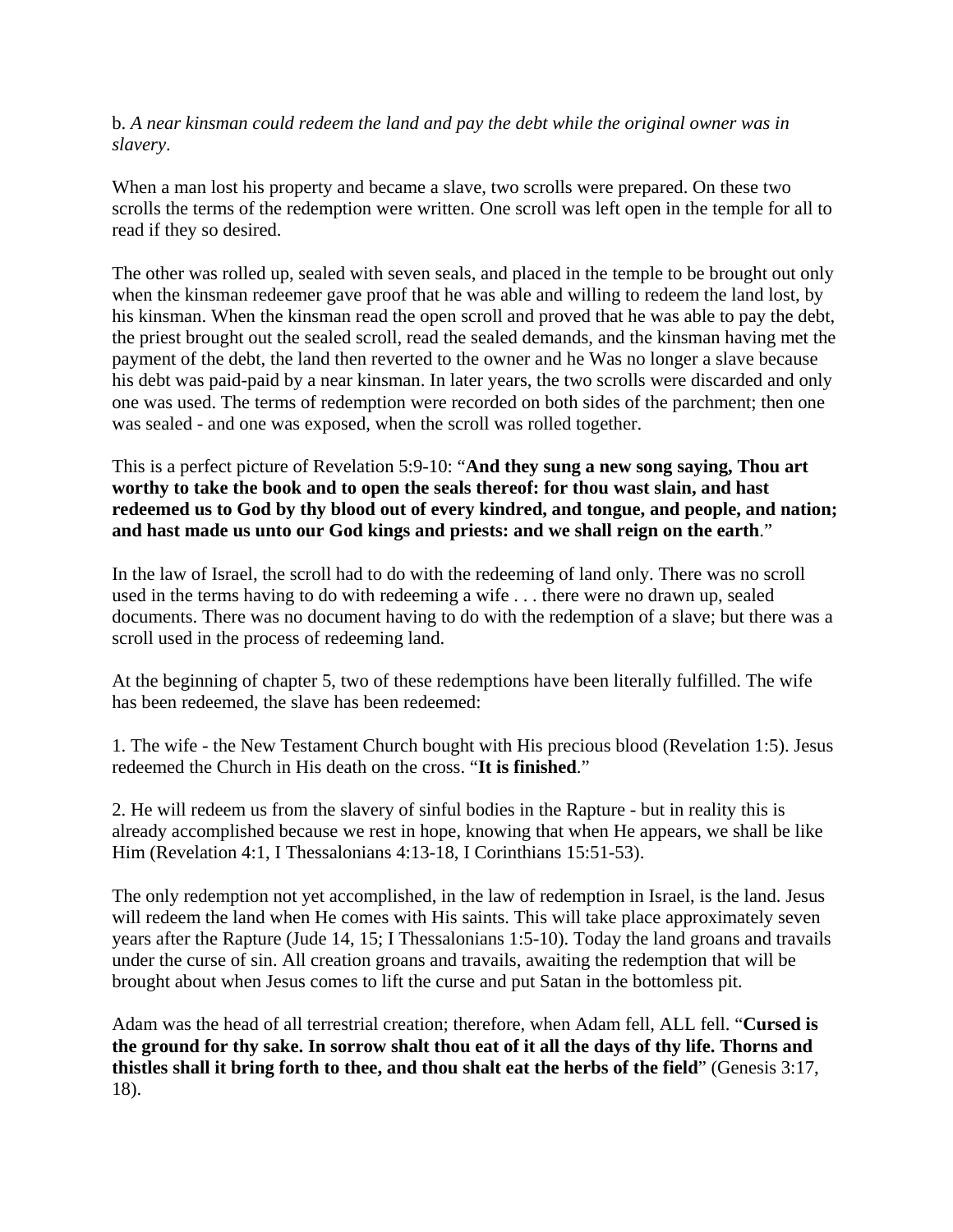b. *A near kinsman could redeem the land and pay the debt while the original owner was in slavery*.

When a man lost his property and became a slave, two scrolls were prepared. On these two scrolls the terms of the redemption were written. One scroll was left open in the temple for all to read if they so desired.

The other was rolled up, sealed with seven seals, and placed in the temple to be brought out only when the kinsman redeemer gave proof that he was able and willing to redeem the land lost, by his kinsman. When the kinsman read the open scroll and proved that he was able to pay the debt, the priest brought out the sealed scroll, read the sealed demands, and the kinsman having met the payment of the debt, the land then reverted to the owner and he Was no longer a slave because his debt was paid-paid by a near kinsman. In later years, the two scrolls were discarded and only one was used. The terms of redemption were recorded on both sides of the parchment; then one was sealed - and one was exposed, when the scroll was rolled together.

This is a perfect picture of Revelation 5:9-10: "**And they sung a new song saying, Thou art worthy to take the book and to open the seals thereof: for thou wast slain, and hast redeemed us to God by thy blood out of every kindred, and tongue, and people, and nation; and hast made us unto our God kings and priests: and we shall reign on the earth**."

In the law of Israel, the scroll had to do with the redeeming of land only. There was no scroll used in the terms having to do with redeeming a wife . . . there were no drawn up, sealed documents. There was no document having to do with the redemption of a slave; but there was a scroll used in the process of redeeming land.

At the beginning of chapter 5, two of these redemptions have been literally fulfilled. The wife has been redeemed, the slave has been redeemed:

1. The wife - the New Testament Church bought with His precious blood (Revelation 1:5). Jesus redeemed the Church in His death on the cross. "**It is finished**."

2. He will redeem us from the slavery of sinful bodies in the Rapture - but in reality this is already accomplished because we rest in hope, knowing that when He appears, we shall be like Him (Revelation 4:1, I Thessalonians 4:13-18, I Corinthians 15:51-53).

The only redemption not yet accomplished, in the law of redemption in Israel, is the land. Jesus will redeem the land when He comes with His saints. This will take place approximately seven years after the Rapture (Jude 14, 15; I Thessalonians 1:5-10). Today the land groans and travails under the curse of sin. All creation groans and travails, awaiting the redemption that will be brought about when Jesus comes to lift the curse and put Satan in the bottomless pit.

Adam was the head of all terrestrial creation; therefore, when Adam fell, ALL fell. "**Cursed is the ground for thy sake. In sorrow shalt thou eat of it all the days of thy life. Thorns and thistles shall it bring forth to thee, and thou shalt eat the herbs of the field**" (Genesis 3:17, 18).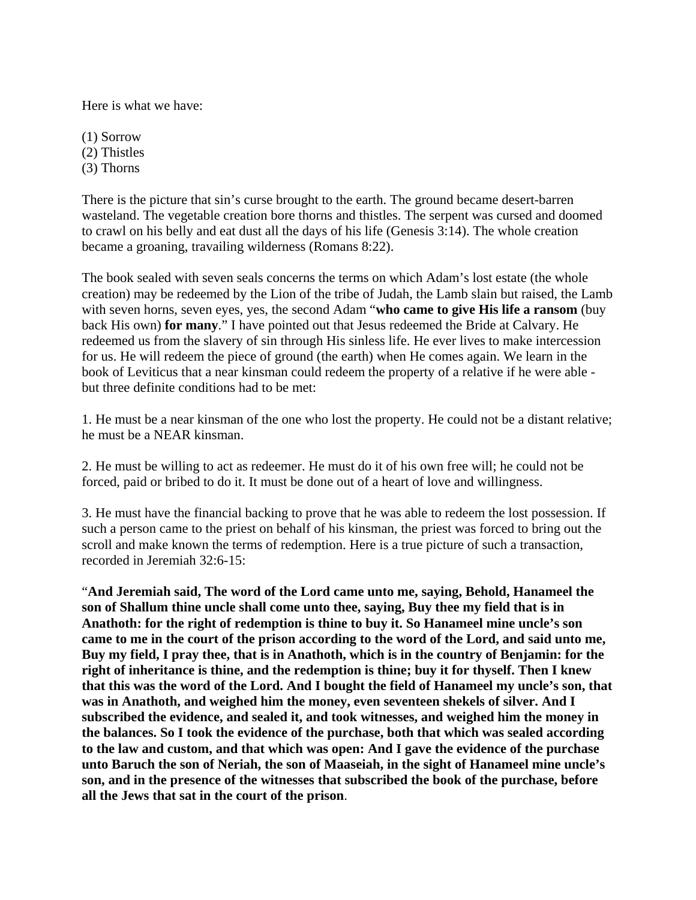Here is what we have:

(1) Sorrow
(2) Thistles
(3) Thorns

There is the picture that sin's curse brought to the earth. The ground became desert-barren wasteland. The vegetable creation bore thorns and thistles. The serpent was cursed and doomed to crawl on his belly and eat dust all the days of his life (Genesis 3:14). The whole creation became a groaning, travailing wilderness (Romans 8:22).

The book sealed with seven seals concerns the terms on which Adam's lost estate (the whole creation) may be redeemed by the Lion of the tribe of Judah, the Lamb slain but raised, the Lamb with seven horns, seven eyes, yes, the second Adam "**who came to give His life a ransom** (buy back His own) **for many**." I have pointed out that Jesus redeemed the Bride at Calvary. He redeemed us from the slavery of sin through His sinless life. He ever lives to make intercession for us. He will redeem the piece of ground (the earth) when He comes again. We learn in the book of Leviticus that a near kinsman could redeem the property of a relative if he were able - but three definite conditions had to be met:

1. He must be a near kinsman of the one who lost the property. He could not be a distant relative; he must be a NEAR kinsman.

2. He must be willing to act as redeemer. He must do it of his own free will; he could not be forced, paid or bribed to do it. It must be done out of a heart of love and willingness.

3. He must have the financial backing to prove that he was able to redeem the lost possession. If such a person came to the priest on behalf of his kinsman, the priest was forced to bring out the scroll and make known the terms of redemption. Here is a true picture of such a transaction, recorded in Jeremiah 32:6-15:

"**And Jeremiah said, The word of the Lord came unto me, saying, Behold, Hanameel the son of Shallum thine uncle shall come unto thee, saying, Buy thee my field that is in Anathoth: for the right of redemption is thine to buy it. So Hanameel mine uncle's son came to me in the court of the prison according to the word of the Lord, and said unto me, Buy my field, I pray thee, that is in Anathoth, which is in the country of Benjamin: for the right of inheritance is thine, and the redemption is thine; buy it for thyself. Then I knew that this was the word of the Lord. And I bought the field of Hanameel my uncle's son, that was in Anathoth, and weighed him the money, even seventeen shekels of silver. And I subscribed the evidence, and sealed it, and took witnesses, and weighed him the money in the balances. So I took the evidence of the purchase, both that which was sealed according to the law and custom, and that which was open: And I gave the evidence of the purchase unto Baruch the son of Neriah, the son of Maaseiah, in the sight of Hanameel mine uncle's son, and in the presence of the witnesses that subscribed the book of the purchase, before all the Jews that sat in the court of the prison**.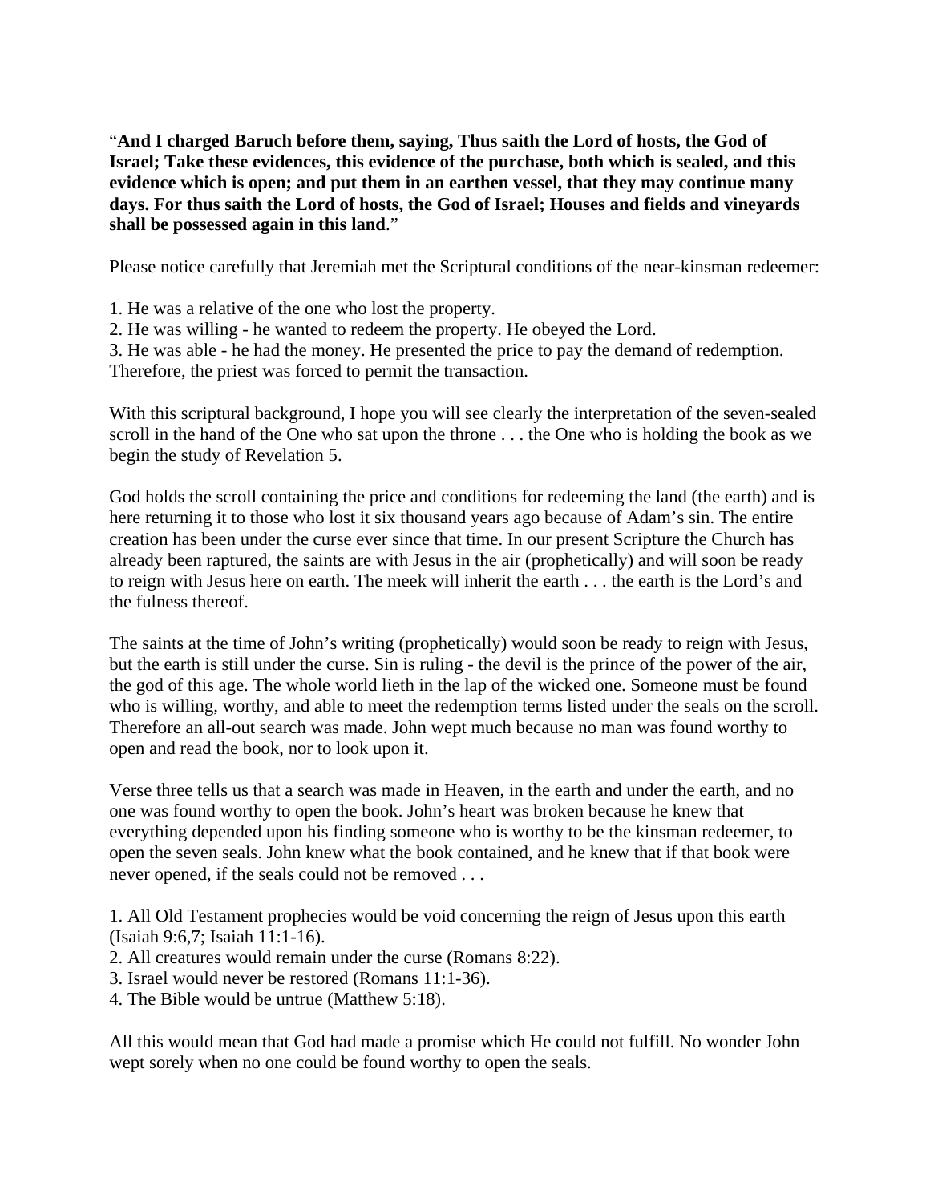"**And I charged Baruch before them, saying, Thus saith the Lord of hosts, the God of Israel; Take these evidences, this evidence of the purchase, both which is sealed, and this evidence which is open; and put them in an earthen vessel, that they may continue many days. For thus saith the Lord of hosts, the God of Israel; Houses and fields and vineyards shall be possessed again in this land**."

Please notice carefully that Jeremiah met the Scriptural conditions of the near-kinsman redeemer:

1. He was a relative of the one who lost the property.
2. He was willing - he wanted to redeem the property. He obeyed the Lord.
3. He was able - he had the money. He presented the price to pay the demand of redemption. Therefore, the priest was forced to permit the transaction.

With this scriptural background, I hope you will see clearly the interpretation of the seven-sealed scroll in the hand of the One who sat upon the throne . . . the One who is holding the book as we begin the study of Revelation 5.

God holds the scroll containing the price and conditions for redeeming the land (the earth) and is here returning it to those who lost it six thousand years ago because of Adam's sin. The entire creation has been under the curse ever since that time. In our present Scripture the Church has already been raptured, the saints are with Jesus in the air (prophetically) and will soon be ready to reign with Jesus here on earth. The meek will inherit the earth . . . the earth is the Lord's and the fulness thereof.

The saints at the time of John's writing (prophetically) would soon be ready to reign with Jesus, but the earth is still under the curse. Sin is ruling - the devil is the prince of the power of the air, the god of this age. The whole world lieth in the lap of the wicked one. Someone must be found who is willing, worthy, and able to meet the redemption terms listed under the seals on the scroll. Therefore an all-out search was made. John wept much because no man was found worthy to open and read the book, nor to look upon it.

Verse three tells us that a search was made in Heaven, in the earth and under the earth, and no one was found worthy to open the book. John's heart was broken because he knew that everything depended upon his finding someone who is worthy to be the kinsman redeemer, to open the seven seals. John knew what the book contained, and he knew that if that book were never opened, if the seals could not be removed . . .

1. All Old Testament prophecies would be void concerning the reign of Jesus upon this earth (Isaiah 9:6,7; Isaiah 11:1-16).
2. All creatures would remain under the curse (Romans 8:22).
3. Israel would never be restored (Romans 11:1-36).
4. The Bible would be untrue (Matthew 5:18).

All this would mean that God had made a promise which He could not fulfill. No wonder John wept sorely when no one could be found worthy to open the seals.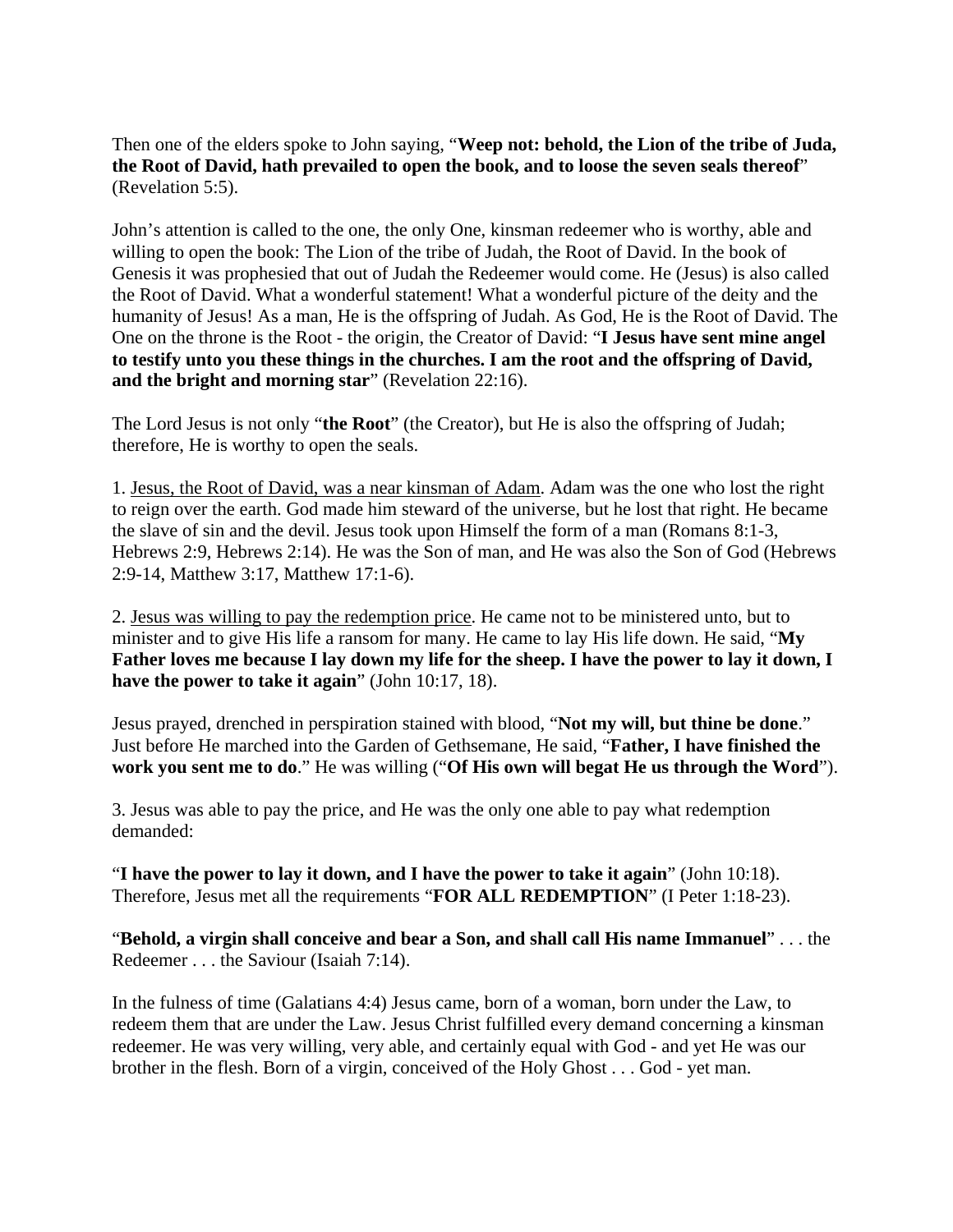Then one of the elders spoke to John saying, "**Weep not: behold, the Lion of the tribe of Juda, the Root of David, hath prevailed to open the book, and to loose the seven seals thereof**" (Revelation 5:5).

John's attention is called to the one, the only One, kinsman redeemer who is worthy, able and willing to open the book: The Lion of the tribe of Judah, the Root of David. In the book of Genesis it was prophesied that out of Judah the Redeemer would come. He (Jesus) is also called the Root of David. What a wonderful statement! What a wonderful picture of the deity and the humanity of Jesus! As a man, He is the offspring of Judah. As God, He is the Root of David. The One on the throne is the Root - the origin, the Creator of David: "**I Jesus have sent mine angel to testify unto you these things in the churches. I am the root and the offspring of David, and the bright and morning star**" (Revelation 22:16).

The Lord Jesus is not only "**the Root**" (the Creator), but He is also the offspring of Judah; therefore, He is worthy to open the seals.

1. <u>Jesus, the Root of David, was a near kinsman of Adam</u>. Adam was the one who lost the right to reign over the earth. God made him steward of the universe, but he lost that right. He became the slave of sin and the devil. Jesus took upon Himself the form of a man (Romans 8:1-3, Hebrews 2:9, Hebrews 2:14). He was the Son of man, and He was also the Son of God (Hebrews 2:9-14, Matthew 3:17, Matthew 17:1-6).

2. <u>Jesus was willing to pay the redemption price</u>. He came not to be ministered unto, but to minister and to give His life a ransom for many. He came to lay His life down. He said, "**My Father loves me because I lay down my life for the sheep. I have the power to lay it down, I have the power to take it again**" (John 10:17, 18).

Jesus prayed, drenched in perspiration stained with blood, "**Not my will, but thine be done**." Just before He marched into the Garden of Gethsemane, He said, "**Father, I have finished the work you sent me to do**." He was willing ("**Of His own will begat He us through the Word**").

3. Jesus was able to pay the price, and He was the only one able to pay what redemption demanded:

"**I have the power to lay it down, and I have the power to take it again**" (John 10:18). Therefore, Jesus met all the requirements "**FOR ALL REDEMPTION**" (I Peter 1:18-23).

"**Behold, a virgin shall conceive and bear a Son, and shall call His name Immanuel**" . . . the Redeemer . . . the Saviour (Isaiah 7:14).

In the fulness of time (Galatians 4:4) Jesus came, born of a woman, born under the Law, to redeem them that are under the Law. Jesus Christ fulfilled every demand concerning a kinsman redeemer. He was very willing, very able, and certainly equal with God - and yet He was our brother in the flesh. Born of a virgin, conceived of the Holy Ghost . . . God - yet man.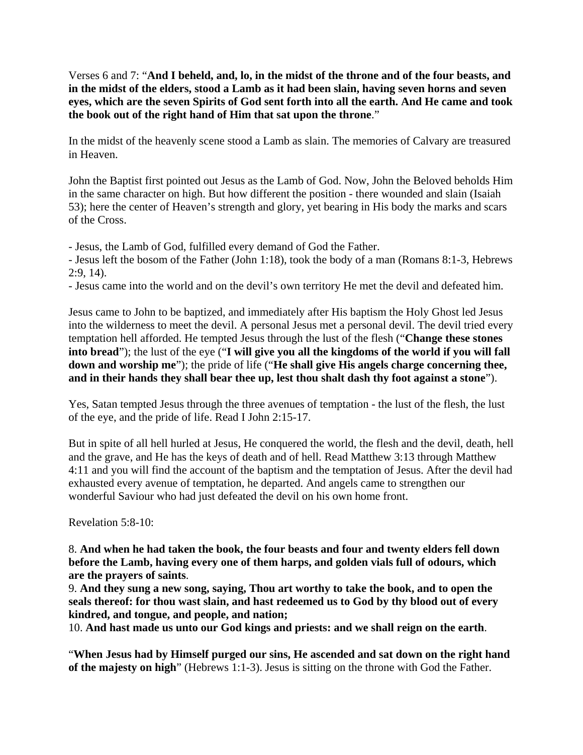Verses 6 and 7: "**And I beheld, and, lo, in the midst of the throne and of the four beasts, and in the midst of the elders, stood a Lamb as it had been slain, having seven horns and seven eyes, which are the seven Spirits of God sent forth into all the earth. And He came and took the book out of the right hand of Him that sat upon the throne**."

In the midst of the heavenly scene stood a Lamb as slain. The memories of Calvary are treasured in Heaven.

John the Baptist first pointed out Jesus as the Lamb of God. Now, John the Beloved beholds Him in the same character on high. But how different the position - there wounded and slain (Isaiah 53); here the center of Heaven's strength and glory, yet bearing in His body the marks and scars of the Cross.

- Jesus, the Lamb of God, fulfilled every demand of God the Father.
- Jesus left the bosom of the Father (John 1:18), took the body of a man (Romans 8:1-3, Hebrews 2:9, 14).
- Jesus came into the world and on the devil's own territory He met the devil and defeated him.

Jesus came to John to be baptized, and immediately after His baptism the Holy Ghost led Jesus into the wilderness to meet the devil. A personal Jesus met a personal devil. The devil tried every temptation hell afforded. He tempted Jesus through the lust of the flesh ("**Change these stones into bread**"); the lust of the eye ("**I will give you all the kingdoms of the world if you will fall down and worship me**"); the pride of life ("**He shall give His angels charge concerning thee, and in their hands they shall bear thee up, lest thou shalt dash thy foot against a stone**").

Yes, Satan tempted Jesus through the three avenues of temptation - the lust of the flesh, the lust of the eye, and the pride of life. Read I John 2:15-17.

But in spite of all hell hurled at Jesus, He conquered the world, the flesh and the devil, death, hell and the grave, and He has the keys of death and of hell. Read Matthew 3:13 through Matthew 4:11 and you will find the account of the baptism and the temptation of Jesus. After the devil had exhausted every avenue of temptation, he departed. And angels came to strengthen our wonderful Saviour who had just defeated the devil on his own home front.

Revelation 5:8-10:

8. **And when he had taken the book, the four beasts and four and twenty elders fell down before the Lamb, having every one of them harps, and golden vials full of odours, which are the prayers of saints**.
9. **And they sung a new song, saying, Thou art worthy to take the book, and to open the seals thereof: for thou wast slain, and hast redeemed us to God by thy blood out of every kindred, and tongue, and people, and nation;**
10. **And hast made us unto our God kings and priests: and we shall reign on the earth**.

"**When Jesus had by Himself purged our sins, He ascended and sat down on the right hand of the majesty on high**" (Hebrews 1:1-3). Jesus is sitting on the throne with God the Father.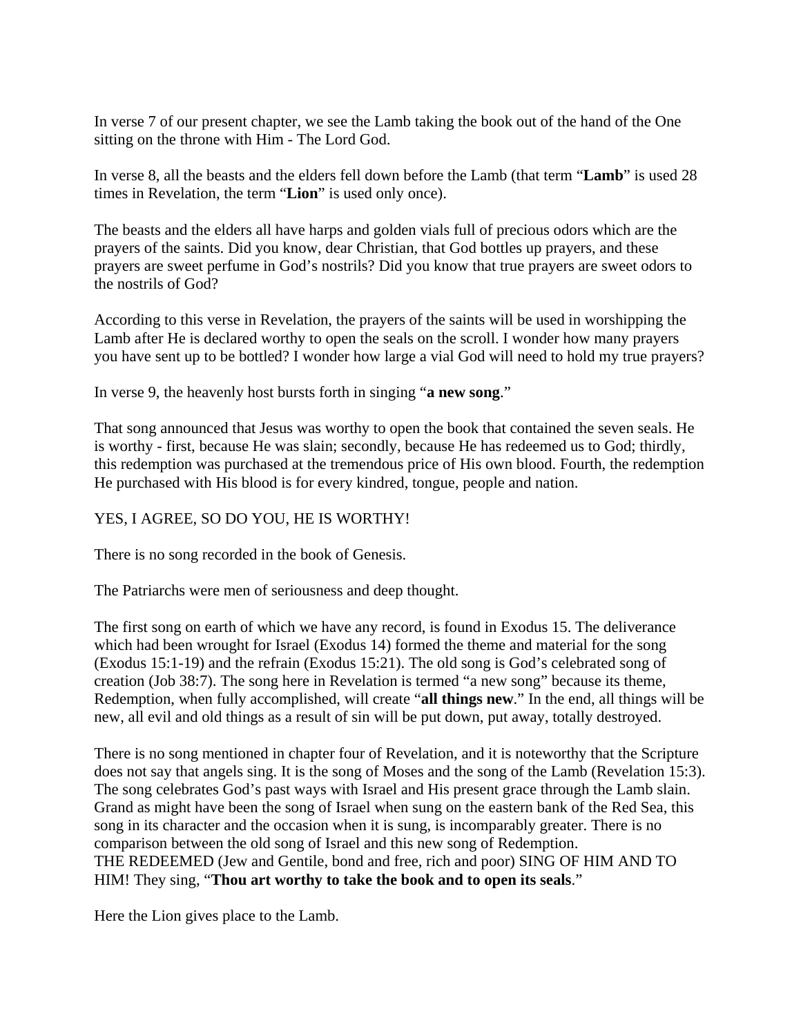In verse 7 of our present chapter, we see the Lamb taking the book out of the hand of the One sitting on the throne with Him - The Lord God.

In verse 8, all the beasts and the elders fell down before the Lamb (that term "**Lamb**" is used 28 times in Revelation, the term "**Lion**" is used only once).

The beasts and the elders all have harps and golden vials full of precious odors which are the prayers of the saints. Did you know, dear Christian, that God bottles up prayers, and these prayers are sweet perfume in God's nostrils? Did you know that true prayers are sweet odors to the nostrils of God?

According to this verse in Revelation, the prayers of the saints will be used in worshipping the Lamb after He is declared worthy to open the seals on the scroll. I wonder how many prayers you have sent up to be bottled? I wonder how large a vial God will need to hold my true prayers?

In verse 9, the heavenly host bursts forth in singing "**a new song**."

That song announced that Jesus was worthy to open the book that contained the seven seals. He is worthy - first, because He was slain; secondly, because He has redeemed us to God; thirdly, this redemption was purchased at the tremendous price of His own blood. Fourth, the redemption He purchased with His blood is for every kindred, tongue, people and nation.

YES, I AGREE, SO DO YOU, HE IS WORTHY!

There is no song recorded in the book of Genesis.

The Patriarchs were men of seriousness and deep thought.

The first song on earth of which we have any record, is found in Exodus 15. The deliverance which had been wrought for Israel (Exodus 14) formed the theme and material for the song (Exodus 15:1-19) and the refrain (Exodus 15:21). The old song is God's celebrated song of creation (Job 38:7). The song here in Revelation is termed "a new song" because its theme, Redemption, when fully accomplished, will create "**all things new**." In the end, all things will be new, all evil and old things as a result of sin will be put down, put away, totally destroyed.

There is no song mentioned in chapter four of Revelation, and it is noteworthy that the Scripture does not say that angels sing. It is the song of Moses and the song of the Lamb (Revelation 15:3). The song celebrates God's past ways with Israel and His present grace through the Lamb slain. Grand as might have been the song of Israel when sung on the eastern bank of the Red Sea, this song in its character and the occasion when it is sung, is incomparably greater. There is no comparison between the old song of Israel and this new song of Redemption.
THE REDEEMED (Jew and Gentile, bond and free, rich and poor) SING OF HIM AND TO HIM! They sing, "**Thou art worthy to take the book and to open its seals**."

Here the Lion gives place to the Lamb.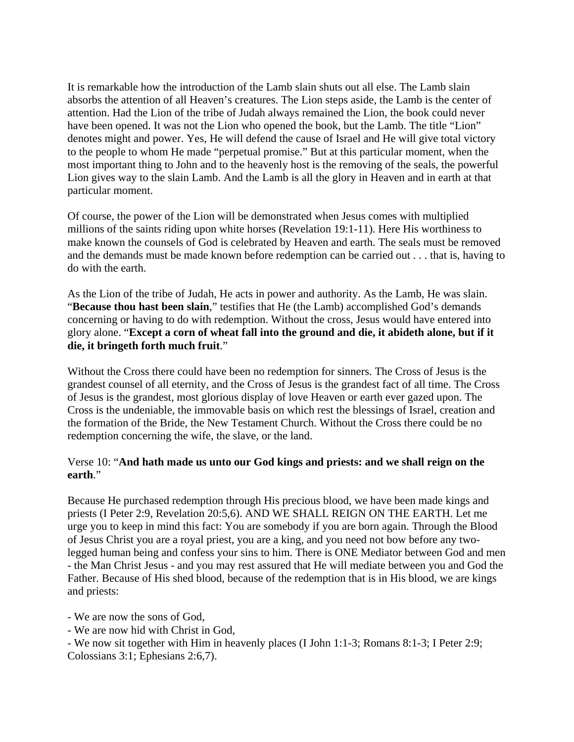It is remarkable how the introduction of the Lamb slain shuts out all else. The Lamb slain absorbs the attention of all Heaven's creatures. The Lion steps aside, the Lamb is the center of attention. Had the Lion of the tribe of Judah always remained the Lion, the book could never have been opened. It was not the Lion who opened the book, but the Lamb. The title "Lion" denotes might and power. Yes, He will defend the cause of Israel and He will give total victory to the people to whom He made "perpetual promise." But at this particular moment, when the most important thing to John and to the heavenly host is the removing of the seals, the powerful Lion gives way to the slain Lamb. And the Lamb is all the glory in Heaven and in earth at that particular moment.

Of course, the power of the Lion will be demonstrated when Jesus comes with multiplied millions of the saints riding upon white horses (Revelation 19:1-11). Here His worthiness to make known the counsels of God is celebrated by Heaven and earth. The seals must be removed and the demands must be made known before redemption can be carried out . . . that is, having to do with the earth.

As the Lion of the tribe of Judah, He acts in power and authority. As the Lamb, He was slain. "**Because thou hast been slain**," testifies that He (the Lamb) accomplished God's demands concerning or having to do with redemption. Without the cross, Jesus would have entered into glory alone. "**Except a corn of wheat fall into the ground and die, it abideth alone, but if it die, it bringeth forth much fruit**."

Without the Cross there could have been no redemption for sinners. The Cross of Jesus is the grandest counsel of all eternity, and the Cross of Jesus is the grandest fact of all time. The Cross of Jesus is the grandest, most glorious display of love Heaven or earth ever gazed upon. The Cross is the undeniable, the immovable basis on which rest the blessings of Israel, creation and the formation of the Bride, the New Testament Church. Without the Cross there could be no redemption concerning the wife, the slave, or the land.

Verse 10: "**And hath made us unto our God kings and priests: and we shall reign on the earth**."

Because He purchased redemption through His precious blood, we have been made kings and priests (I Peter 2:9, Revelation 20:5,6). AND WE SHALL REIGN ON THE EARTH. Let me urge you to keep in mind this fact: You are somebody if you are born again. Through the Blood of Jesus Christ you are a royal priest, you are a king, and you need not bow before any two-legged human being and confess your sins to him. There is ONE Mediator between God and men - the Man Christ Jesus - and you may rest assured that He will mediate between you and God the Father. Because of His shed blood, because of the redemption that is in His blood, we are kings and priests:

- We are now the sons of God,
- We are now hid with Christ in God,
- We now sit together with Him in heavenly places (I John 1:1-3; Romans 8:1-3; I Peter 2:9; Colossians 3:1; Ephesians 2:6,7).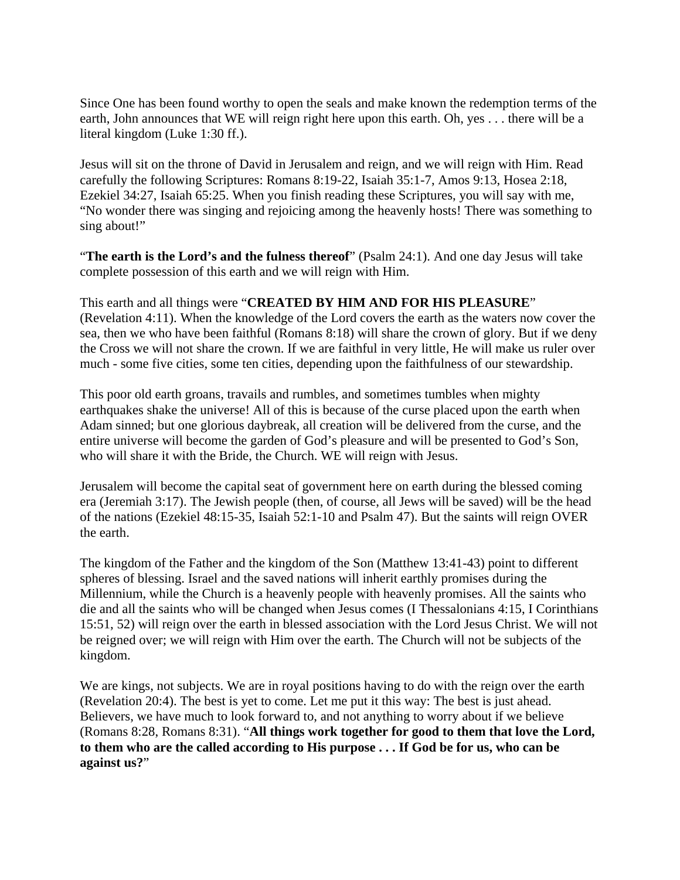Since One has been found worthy to open the seals and make known the redemption terms of the earth, John announces that WE will reign right here upon this earth. Oh, yes . . . there will be a literal kingdom (Luke 1:30 ff.).

Jesus will sit on the throne of David in Jerusalem and reign, and we will reign with Him. Read carefully the following Scriptures: Romans 8:19-22, Isaiah 35:1-7, Amos 9:13, Hosea 2:18, Ezekiel 34:27, Isaiah 65:25. When you finish reading these Scriptures, you will say with me, "No wonder there was singing and rejoicing among the heavenly hosts! There was something to sing about!"

"**The earth is the Lord's and the fulness thereof**" (Psalm 24:1). And one day Jesus will take complete possession of this earth and we will reign with Him.

This earth and all things were "**CREATED BY HIM AND FOR HIS PLEASURE**" (Revelation 4:11). When the knowledge of the Lord covers the earth as the waters now cover the sea, then we who have been faithful (Romans 8:18) will share the crown of glory. But if we deny the Cross we will not share the crown. If we are faithful in very little, He will make us ruler over much - some five cities, some ten cities, depending upon the faithfulness of our stewardship.

This poor old earth groans, travails and rumbles, and sometimes tumbles when mighty earthquakes shake the universe! All of this is because of the curse placed upon the earth when Adam sinned; but one glorious daybreak, all creation will be delivered from the curse, and the entire universe will become the garden of God's pleasure and will be presented to God's Son, who will share it with the Bride, the Church. WE will reign with Jesus.

Jerusalem will become the capital seat of government here on earth during the blessed coming era (Jeremiah 3:17). The Jewish people (then, of course, all Jews will be saved) will be the head of the nations (Ezekiel 48:15-35, Isaiah 52:1-10 and Psalm 47). But the saints will reign OVER the earth.

The kingdom of the Father and the kingdom of the Son (Matthew 13:41-43) point to different spheres of blessing. Israel and the saved nations will inherit earthly promises during the Millennium, while the Church is a heavenly people with heavenly promises. All the saints who die and all the saints who will be changed when Jesus comes (I Thessalonians 4:15, I Corinthians 15:51, 52) will reign over the earth in blessed association with the Lord Jesus Christ. We will not be reigned over; we will reign with Him over the earth. The Church will not be subjects of the kingdom.

We are kings, not subjects. We are in royal positions having to do with the reign over the earth (Revelation 20:4). The best is yet to come. Let me put it this way: The best is just ahead. Believers, we have much to look forward to, and not anything to worry about if we believe (Romans 8:28, Romans 8:31). "**All things work together for good to them that love the Lord, to them who are the called according to His purpose . . . If God be for us, who can be against us?**"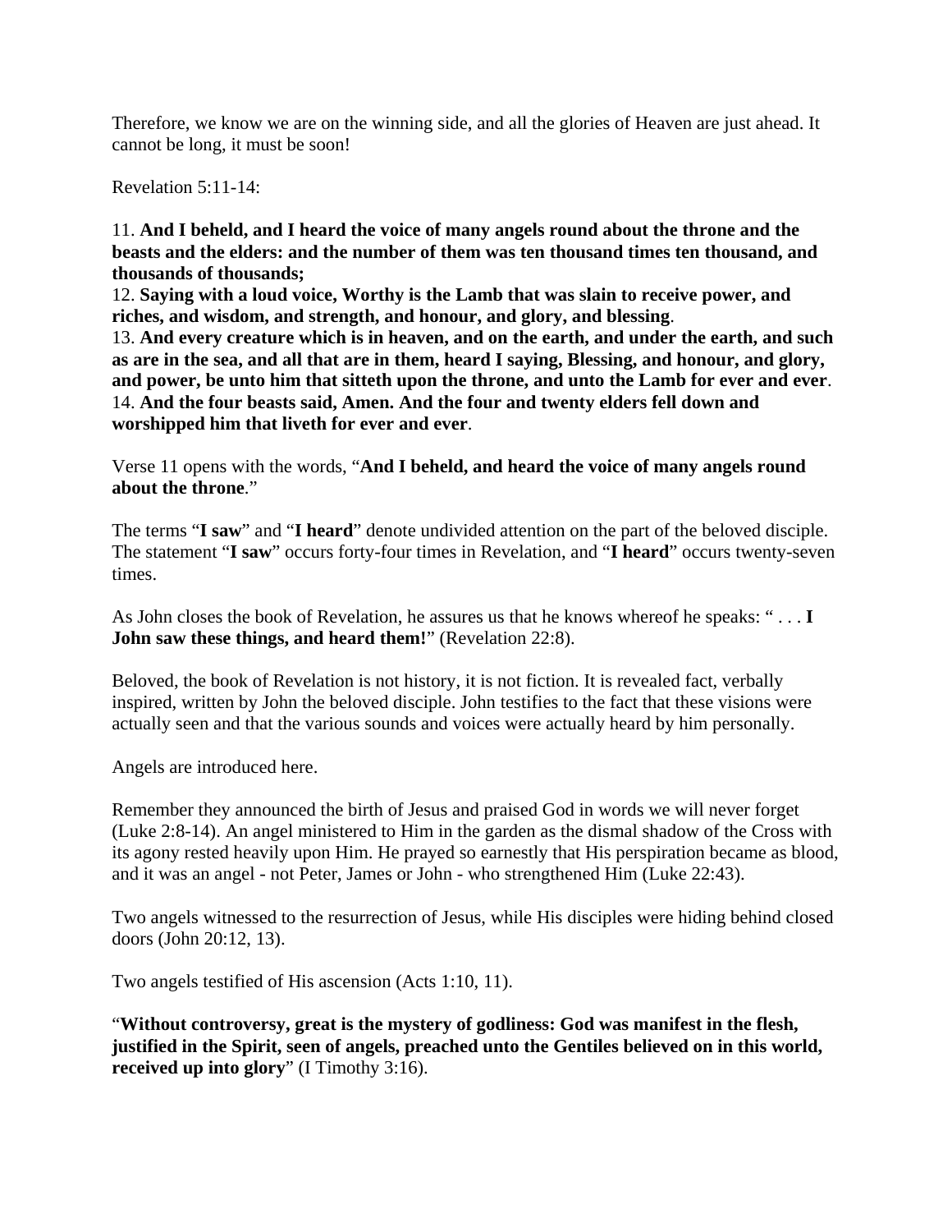Therefore, we know we are on the winning side, and all the glories of Heaven are just ahead. It cannot be long, it must be soon!

Revelation 5:11-14:

11. **And I beheld, and I heard the voice of many angels round about the throne and the beasts and the elders: and the number of them was ten thousand times ten thousand, and thousands of thousands;**
12. **Saying with a loud voice, Worthy is the Lamb that was slain to receive power, and riches, and wisdom, and strength, and honour, and glory, and blessing**.
13. **And every creature which is in heaven, and on the earth, and under the earth, and such as are in the sea, and all that are in them, heard I saying, Blessing, and honour, and glory, and power, be unto him that sitteth upon the throne, and unto the Lamb for ever and ever**.
14. **And the four beasts said, Amen. And the four and twenty elders fell down and worshipped him that liveth for ever and ever**.

Verse 11 opens with the words, "**And I beheld, and heard the voice of many angels round about the throne**."

The terms "**I saw**" and "**I heard**" denote undivided attention on the part of the beloved disciple. The statement "**I saw**" occurs forty-four times in Revelation, and "**I heard**" occurs twenty-seven times.

As John closes the book of Revelation, he assures us that he knows whereof he speaks: " . . . **I John saw these things, and heard them!**" (Revelation 22:8).

Beloved, the book of Revelation is not history, it is not fiction. It is revealed fact, verbally inspired, written by John the beloved disciple. John testifies to the fact that these visions were actually seen and that the various sounds and voices were actually heard by him personally.

Angels are introduced here.

Remember they announced the birth of Jesus and praised God in words we will never forget (Luke 2:8-14). An angel ministered to Him in the garden as the dismal shadow of the Cross with its agony rested heavily upon Him. He prayed so earnestly that His perspiration became as blood, and it was an angel - not Peter, James or John - who strengthened Him (Luke 22:43).

Two angels witnessed to the resurrection of Jesus, while His disciples were hiding behind closed doors (John 20:12, 13).

Two angels testified of His ascension (Acts 1:10, 11).

"**Without controversy, great is the mystery of godliness: God was manifest in the flesh, justified in the Spirit, seen of angels, preached unto the Gentiles believed on in this world, received up into glory**" (I Timothy 3:16).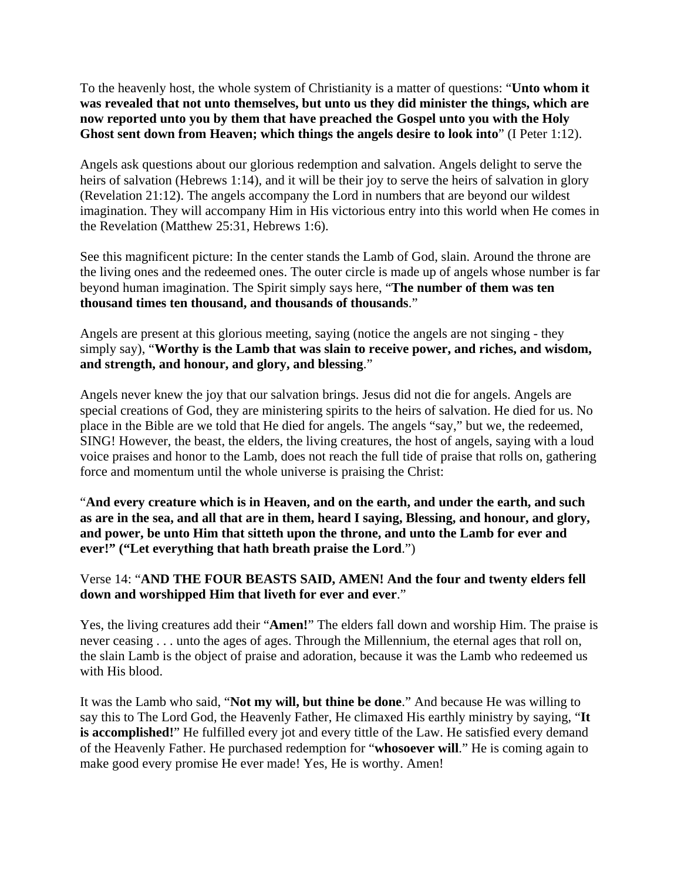To the heavenly host, the whole system of Christianity is a matter of questions: "**Unto whom it was revealed that not unto themselves, but unto us they did minister the things, which are now reported unto you by them that have preached the Gospel unto you with the Holy Ghost sent down from Heaven; which things the angels desire to look into**" (I Peter 1:12).

Angels ask questions about our glorious redemption and salvation. Angels delight to serve the heirs of salvation (Hebrews 1:14), and it will be their joy to serve the heirs of salvation in glory (Revelation 21:12). The angels accompany the Lord in numbers that are beyond our wildest imagination. They will accompany Him in His victorious entry into this world when He comes in the Revelation (Matthew 25:31, Hebrews 1:6).

See this magnificent picture: In the center stands the Lamb of God, slain. Around the throne are the living ones and the redeemed ones. The outer circle is made up of angels whose number is far beyond human imagination. The Spirit simply says here, "**The number of them was ten thousand times ten thousand, and thousands of thousands**."

Angels are present at this glorious meeting, saying (notice the angels are not singing - they simply say), "**Worthy is the Lamb that was slain to receive power, and riches, and wisdom, and strength, and honour, and glory, and blessing**."

Angels never knew the joy that our salvation brings. Jesus did not die for angels. Angels are special creations of God, they are ministering spirits to the heirs of salvation. He died for us. No place in the Bible are we told that He died for angels. The angels "say," but we, the redeemed, SING! However, the beast, the elders, the living creatures, the host of angels, saying with a loud voice praises and honor to the Lamb, does not reach the full tide of praise that rolls on, gathering force and momentum until the whole universe is praising the Christ:

"**And every creature which is in Heaven, and on the earth, and under the earth, and such as are in the sea, and all that are in them, heard I saying, Blessing, and honour, and glory, and power, be unto Him that sitteth upon the throne, and unto the Lamb for ever and ever!" ("Let everything that hath breath praise the Lord**.")

Verse 14: "**AND THE FOUR BEASTS SAID, AMEN! And the four and twenty elders fell down and worshipped Him that liveth for ever and ever**."

Yes, the living creatures add their "**Amen!**" The elders fall down and worship Him. The praise is never ceasing . . . unto the ages of ages. Through the Millennium, the eternal ages that roll on, the slain Lamb is the object of praise and adoration, because it was the Lamb who redeemed us with His blood.

It was the Lamb who said, "**Not my will, but thine be done**." And because He was willing to say this to The Lord God, the Heavenly Father, He climaxed His earthly ministry by saying, "**It is accomplished!**" He fulfilled every jot and every tittle of the Law. He satisfied every demand of the Heavenly Father. He purchased redemption for "**whosoever will**." He is coming again to make good every promise He ever made! Yes, He is worthy. Amen!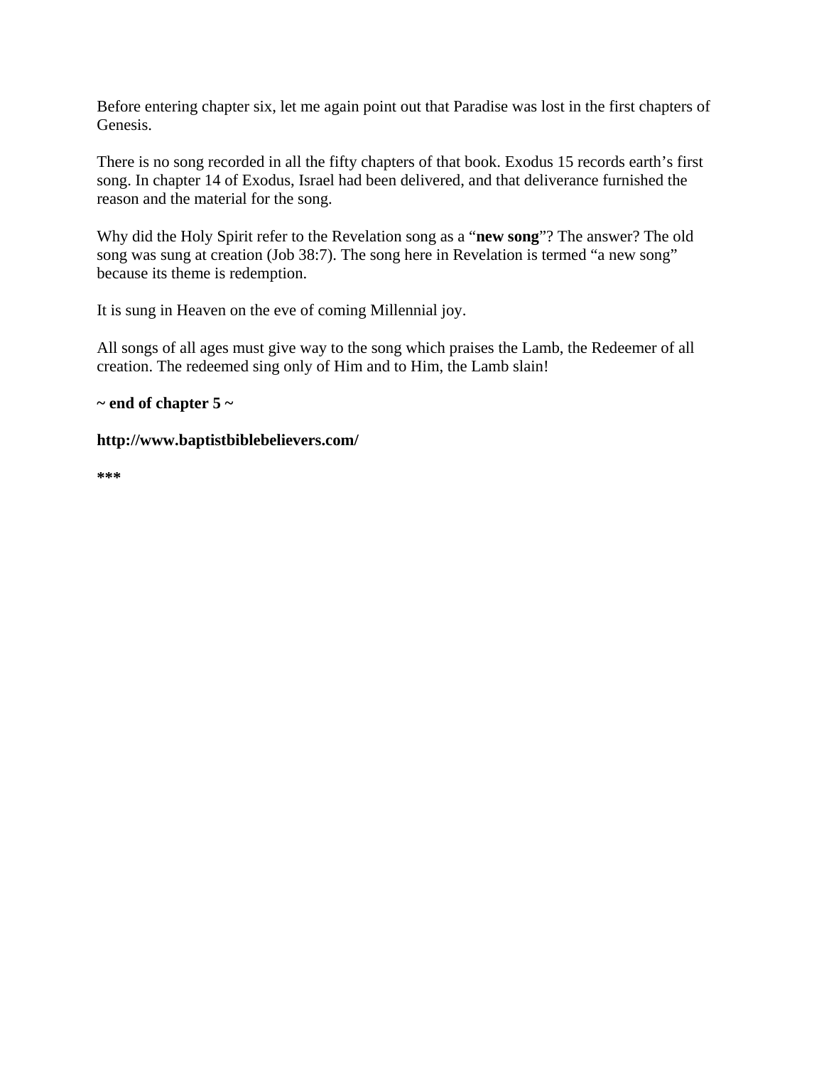Before entering chapter six, let me again point out that Paradise was lost in the first chapters of Genesis.

There is no song recorded in all the fifty chapters of that book. Exodus 15 records earth's first song. In chapter 14 of Exodus, Israel had been delivered, and that deliverance furnished the reason and the material for the song.

Why did the Holy Spirit refer to the Revelation song as a "**new song**"? The answer? The old song was sung at creation (Job 38:7). The song here in Revelation is termed "a new song" because its theme is redemption.

It is sung in Heaven on the eve of coming Millennial joy.

All songs of all ages must give way to the song which praises the Lamb, the Redeemer of all creation. The redeemed sing only of Him and to Him, the Lamb slain!

**~ end of chapter 5 ~**

**http://www.baptistbiblebelievers.com/**

**\*\*\***